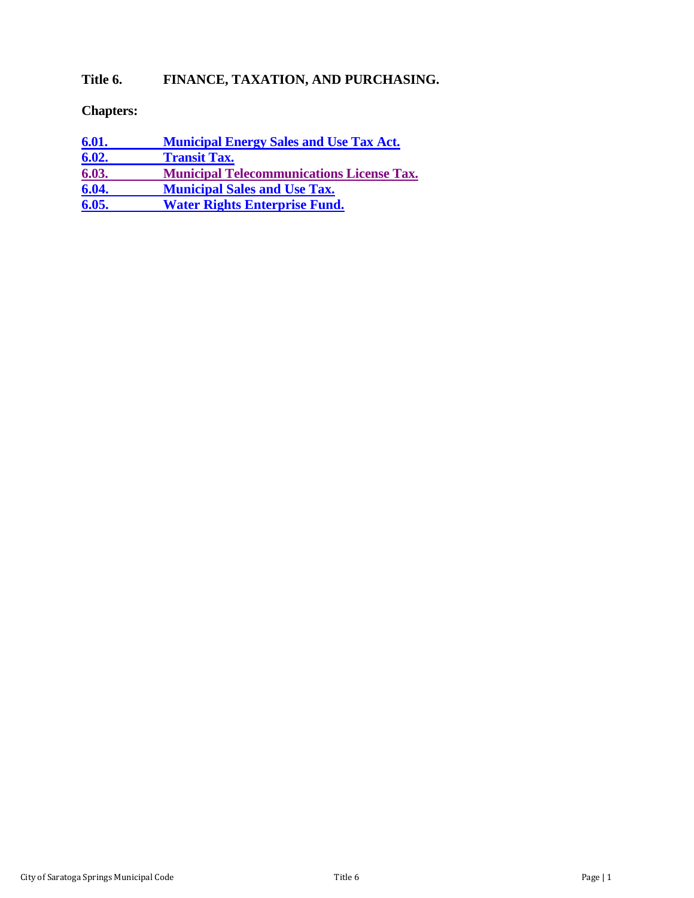# Title 6. FINANCE, TAXATION, AND PURCHASING.

**Chapters:**

| | |
|---|---|
| **6.01.** | **Municipal Energy Sales and Use Tax Act.** |
| **6.02.** | **Transit Tax.** |
| **6.03.** | **Municipal Telecommunications License Tax.** |
| **6.04.** | **Municipal Sales and Use Tax.** |
| **6.05.** | **Water Rights Enterprise Fund.** |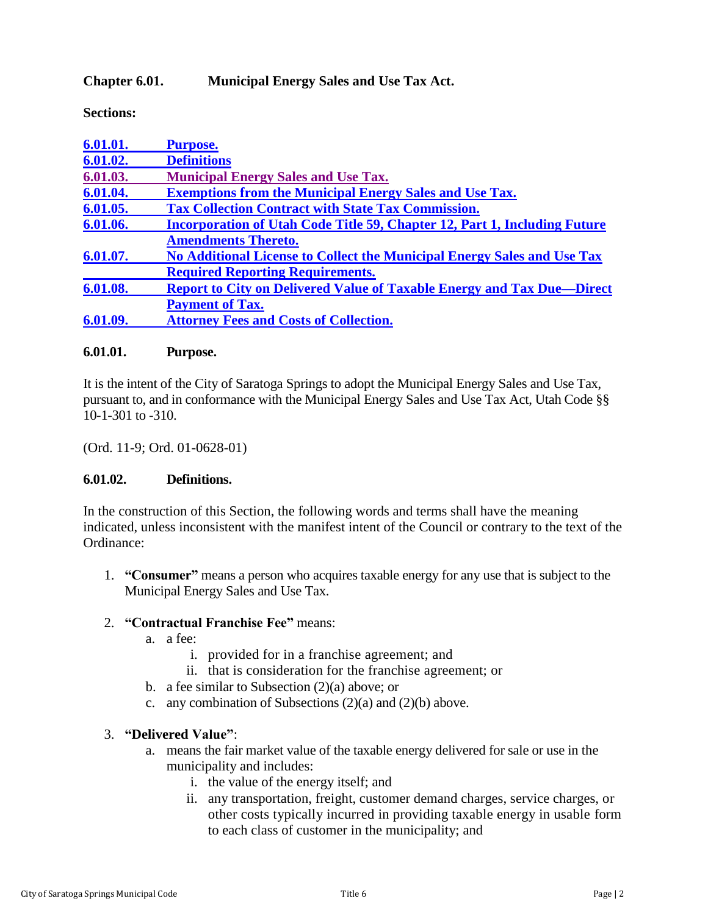## Chapter 6.01. Municipal Energy Sales and Use Tax Act.

**Sections:**

[6.01.01. Purpose.]
[6.01.02. Definitions]
[6.01.03. Municipal Energy Sales and Use Tax.]
[6.01.04. Exemptions from the Municipal Energy Sales and Use Tax.]
[6.01.05. Tax Collection Contract with State Tax Commission.]
[6.01.06. Incorporation of Utah Code Title 59, Chapter 12, Part 1, Including Future Amendments Thereto.]
[6.01.07. No Additional License to Collect the Municipal Energy Sales and Use Tax Required Reporting Requirements.]
[6.01.08. Report to City on Delivered Value of Taxable Energy and Tax Due—Direct Payment of Tax.]
[6.01.09. Attorney Fees and Costs of Collection.]

### 6.01.01. Purpose.

It is the intent of the City of Saratoga Springs to adopt the Municipal Energy Sales and Use Tax, pursuant to, and in conformance with the Municipal Energy Sales and Use Tax Act, Utah Code §§ 10-1-301 to -310.

(Ord. 11-9; Ord. 01-0628-01)

### 6.01.02. Definitions.

In the construction of this Section, the following words and terms shall have the meaning indicated, unless inconsistent with the manifest intent of the Council or contrary to the text of the Ordinance:

1. **"Consumer"** means a person who acquires taxable energy for any use that is subject to the Municipal Energy Sales and Use Tax.
2. **"Contractual Franchise Fee"** means:
   a. a fee:
      i. provided for in a franchise agreement; and
      ii. that is consideration for the franchise agreement; or
   b. a fee similar to Subsection (2)(a) above; or
   c. any combination of Subsections (2)(a) and (2)(b) above.
3. **"Delivered Value"**:
   a. means the fair market value of the taxable energy delivered for sale or use in the municipality and includes:
      i. the value of the energy itself; and
      ii. any transportation, freight, customer demand charges, service charges, or other costs typically incurred in providing taxable energy in usable form to each class of customer in the municipality; and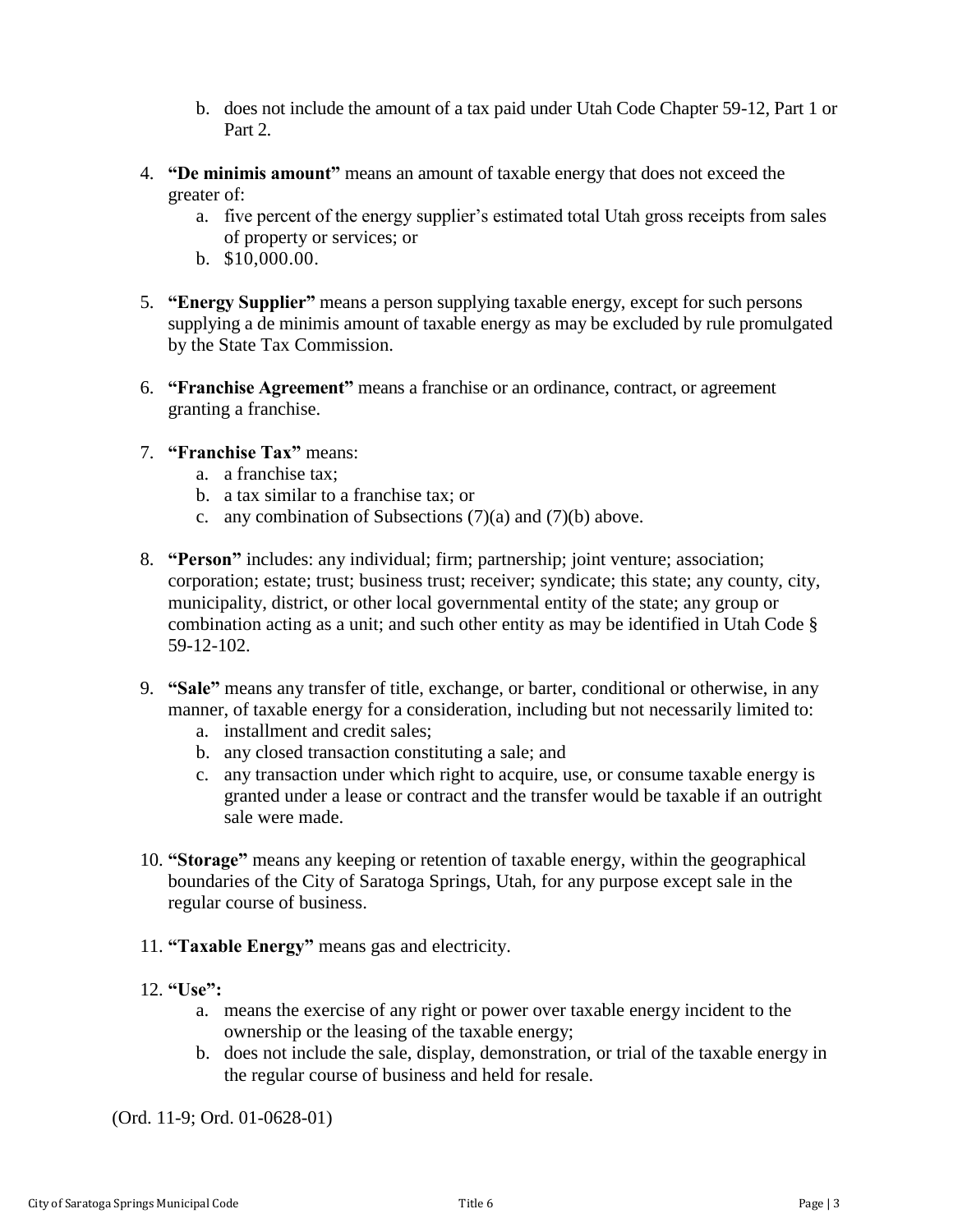b. does not include the amount of a tax paid under Utah Code Chapter 59-12, Part 1 or Part 2.

4. **"De minimis amount"** means an amount of taxable energy that does not exceed the greater of:
   a. five percent of the energy supplier's estimated total Utah gross receipts from sales of property or services; or
   b. $10,000.00.

5. **"Energy Supplier"** means a person supplying taxable energy, except for such persons supplying a de minimis amount of taxable energy as may be excluded by rule promulgated by the State Tax Commission.

6. **"Franchise Agreement"** means a franchise or an ordinance, contract, or agreement granting a franchise.

7. **"Franchise Tax"** means:
   a. a franchise tax;
   b. a tax similar to a franchise tax; or
   c. any combination of Subsections (7)(a) and (7)(b) above.

8. **"Person"** includes: any individual; firm; partnership; joint venture; association; corporation; estate; trust; business trust; receiver; syndicate; this state; any county, city, municipality, district, or other local governmental entity of the state; any group or combination acting as a unit; and such other entity as may be identified in Utah Code § 59-12-102.

9. **"Sale"** means any transfer of title, exchange, or barter, conditional or otherwise, in any manner, of taxable energy for a consideration, including but not necessarily limited to:
   a. installment and credit sales;
   b. any closed transaction constituting a sale; and
   c. any transaction under which right to acquire, use, or consume taxable energy is granted under a lease or contract and the transfer would be taxable if an outright sale were made.

10. **"Storage"** means any keeping or retention of taxable energy, within the geographical boundaries of the City of Saratoga Springs, Utah, for any purpose except sale in the regular course of business.

11. **"Taxable Energy"** means gas and electricity.

12. **"Use":**
    a. means the exercise of any right or power over taxable energy incident to the ownership or the leasing of the taxable energy;
    b. does not include the sale, display, demonstration, or trial of the taxable energy in the regular course of business and held for resale.

(Ord. 11-9; Ord. 01-0628-01)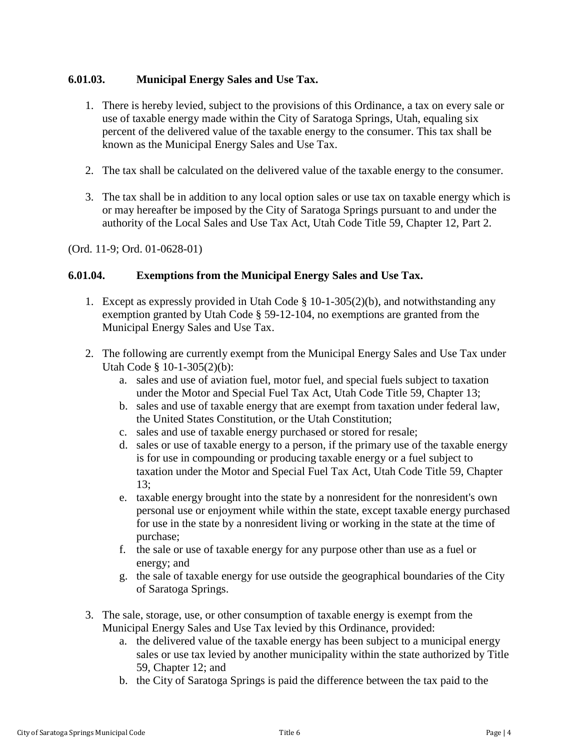### 6.01.03. Municipal Energy Sales and Use Tax.

1. There is hereby levied, subject to the provisions of this Ordinance, a tax on every sale or use of taxable energy made within the City of Saratoga Springs, Utah, equaling six percent of the delivered value of the taxable energy to the consumer. This tax shall be known as the Municipal Energy Sales and Use Tax.

2. The tax shall be calculated on the delivered value of the taxable energy to the consumer.

3. The tax shall be in addition to any local option sales or use tax on taxable energy which is or may hereafter be imposed by the City of Saratoga Springs pursuant to and under the authority of the Local Sales and Use Tax Act, Utah Code Title 59, Chapter 12, Part 2.

(Ord. 11-9; Ord. 01-0628-01)

### 6.01.04. Exemptions from the Municipal Energy Sales and Use Tax.

1. Except as expressly provided in Utah Code § 10-1-305(2)(b), and notwithstanding any exemption granted by Utah Code § 59-12-104, no exemptions are granted from the Municipal Energy Sales and Use Tax.

2. The following are currently exempt from the Municipal Energy Sales and Use Tax under Utah Code § 10-1-305(2)(b):
   a. sales and use of aviation fuel, motor fuel, and special fuels subject to taxation under the Motor and Special Fuel Tax Act, Utah Code Title 59, Chapter 13;
   b. sales and use of taxable energy that are exempt from taxation under federal law, the United States Constitution, or the Utah Constitution;
   c. sales and use of taxable energy purchased or stored for resale;
   d. sales or use of taxable energy to a person, if the primary use of the taxable energy is for use in compounding or producing taxable energy or a fuel subject to taxation under the Motor and Special Fuel Tax Act, Utah Code Title 59, Chapter 13;
   e. taxable energy brought into the state by a nonresident for the nonresident's own personal use or enjoyment while within the state, except taxable energy purchased for use in the state by a nonresident living or working in the state at the time of purchase;
   f. the sale or use of taxable energy for any purpose other than use as a fuel or energy; and
   g. the sale of taxable energy for use outside the geographical boundaries of the City of Saratoga Springs.

3. The sale, storage, use, or other consumption of taxable energy is exempt from the Municipal Energy Sales and Use Tax levied by this Ordinance, provided:
   a. the delivered value of the taxable energy has been subject to a municipal energy sales or use tax levied by another municipality within the state authorized by Title 59, Chapter 12; and
   b. the City of Saratoga Springs is paid the difference between the tax paid to the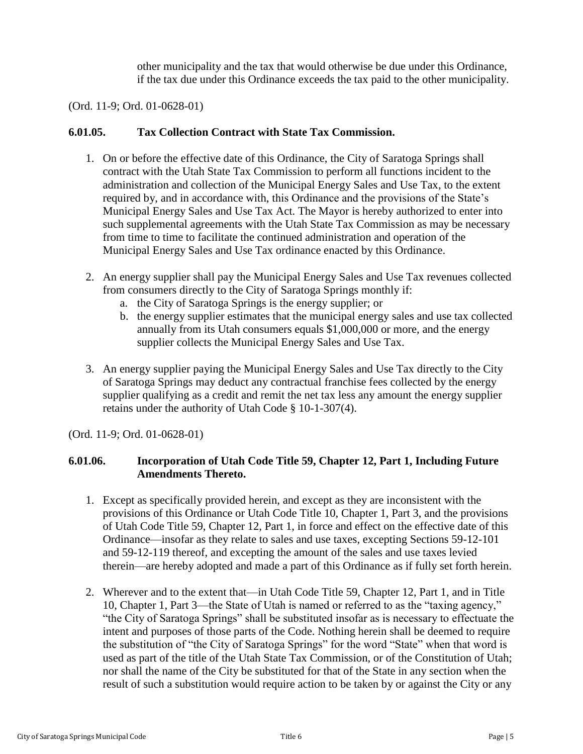other municipality and the tax that would otherwise be due under this Ordinance, if the tax due under this Ordinance exceeds the tax paid to the other municipality.

(Ord. 11-9; Ord. 01-0628-01)

### 6.01.05. Tax Collection Contract with State Tax Commission.

1. On or before the effective date of this Ordinance, the City of Saratoga Springs shall contract with the Utah State Tax Commission to perform all functions incident to the administration and collection of the Municipal Energy Sales and Use Tax, to the extent required by, and in accordance with, this Ordinance and the provisions of the State's Municipal Energy Sales and Use Tax Act. The Mayor is hereby authorized to enter into such supplemental agreements with the Utah State Tax Commission as may be necessary from time to time to facilitate the continued administration and operation of the Municipal Energy Sales and Use Tax ordinance enacted by this Ordinance.

2. An energy supplier shall pay the Municipal Energy Sales and Use Tax revenues collected from consumers directly to the City of Saratoga Springs monthly if:
   a. the City of Saratoga Springs is the energy supplier; or
   b. the energy supplier estimates that the municipal energy sales and use tax collected annually from its Utah consumers equals $1,000,000 or more, and the energy supplier collects the Municipal Energy Sales and Use Tax.

3. An energy supplier paying the Municipal Energy Sales and Use Tax directly to the City of Saratoga Springs may deduct any contractual franchise fees collected by the energy supplier qualifying as a credit and remit the net tax less any amount the energy supplier retains under the authority of Utah Code § 10-1-307(4).

(Ord. 11-9; Ord. 01-0628-01)

### 6.01.06. Incorporation of Utah Code Title 59, Chapter 12, Part 1, Including Future Amendments Thereto.

1. Except as specifically provided herein, and except as they are inconsistent with the provisions of this Ordinance or Utah Code Title 10, Chapter 1, Part 3, and the provisions of Utah Code Title 59, Chapter 12, Part 1, in force and effect on the effective date of this Ordinance—insofar as they relate to sales and use taxes, excepting Sections 59-12-101 and 59-12-119 thereof, and excepting the amount of the sales and use taxes levied therein—are hereby adopted and made a part of this Ordinance as if fully set forth herein.

2. Wherever and to the extent that—in Utah Code Title 59, Chapter 12, Part 1, and in Title 10, Chapter 1, Part 3—the State of Utah is named or referred to as the "taxing agency," "the City of Saratoga Springs" shall be substituted insofar as is necessary to effectuate the intent and purposes of those parts of the Code. Nothing herein shall be deemed to require the substitution of "the City of Saratoga Springs" for the word "State" when that word is used as part of the title of the Utah State Tax Commission, or of the Constitution of Utah; nor shall the name of the City be substituted for that of the State in any section when the result of such a substitution would require action to be taken by or against the City or any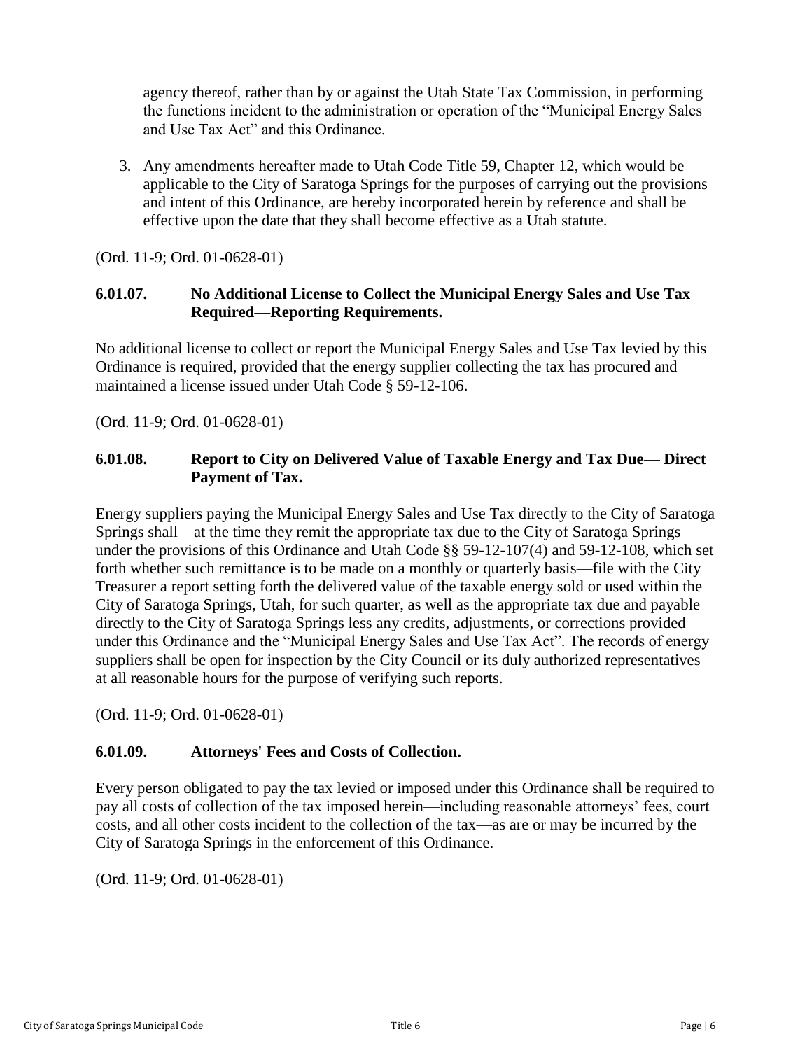agency thereof, rather than by or against the Utah State Tax Commission, in performing the functions incident to the administration or operation of the "Municipal Energy Sales and Use Tax Act" and this Ordinance.

3. Any amendments hereafter made to Utah Code Title 59, Chapter 12, which would be applicable to the City of Saratoga Springs for the purposes of carrying out the provisions and intent of this Ordinance, are hereby incorporated herein by reference and shall be effective upon the date that they shall become effective as a Utah statute.

(Ord. 11-9; Ord. 01-0628-01)

### 6.01.07. No Additional License to Collect the Municipal Energy Sales and Use Tax Required—Reporting Requirements.

No additional license to collect or report the Municipal Energy Sales and Use Tax levied by this Ordinance is required, provided that the energy supplier collecting the tax has procured and maintained a license issued under Utah Code § 59-12-106.

(Ord. 11-9; Ord. 01-0628-01)

### 6.01.08. Report to City on Delivered Value of Taxable Energy and Tax Due— Direct Payment of Tax.

Energy suppliers paying the Municipal Energy Sales and Use Tax directly to the City of Saratoga Springs shall—at the time they remit the appropriate tax due to the City of Saratoga Springs under the provisions of this Ordinance and Utah Code §§ 59-12-107(4) and 59-12-108, which set forth whether such remittance is to be made on a monthly or quarterly basis—file with the City Treasurer a report setting forth the delivered value of the taxable energy sold or used within the City of Saratoga Springs, Utah, for such quarter, as well as the appropriate tax due and payable directly to the City of Saratoga Springs less any credits, adjustments, or corrections provided under this Ordinance and the "Municipal Energy Sales and Use Tax Act". The records of energy suppliers shall be open for inspection by the City Council or its duly authorized representatives at all reasonable hours for the purpose of verifying such reports.

(Ord. 11-9; Ord. 01-0628-01)

### 6.01.09. Attorneys' Fees and Costs of Collection.

Every person obligated to pay the tax levied or imposed under this Ordinance shall be required to pay all costs of collection of the tax imposed herein—including reasonable attorneys' fees, court costs, and all other costs incident to the collection of the tax—as are or may be incurred by the City of Saratoga Springs in the enforcement of this Ordinance.

(Ord. 11-9; Ord. 01-0628-01)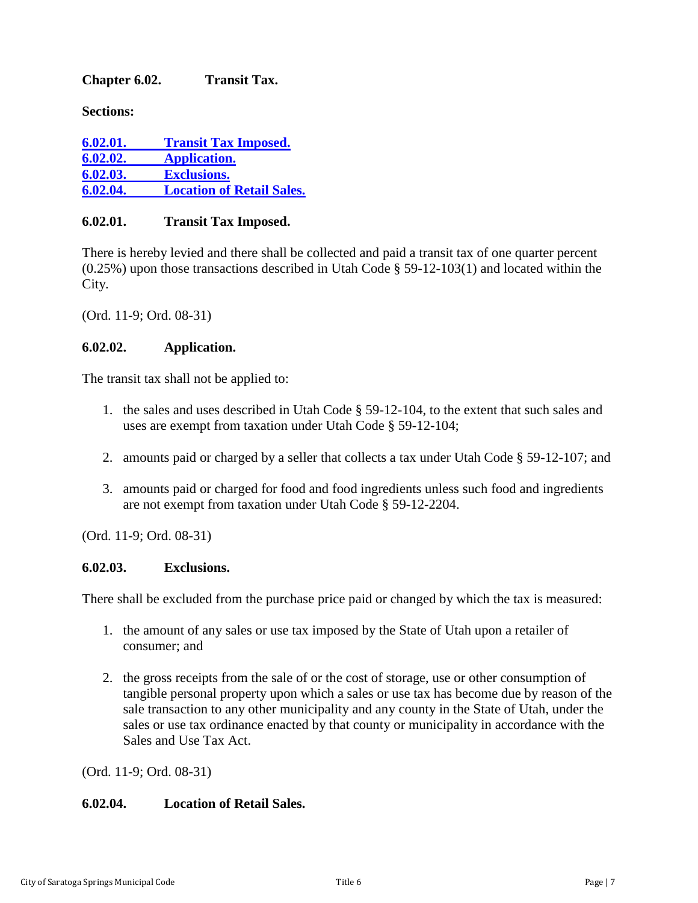## Chapter 6.02. Transit Tax.

**Sections:**

[6.02.01. Transit Tax Imposed.](#)
[6.02.02. Application.](#)
[6.02.03. Exclusions.](#)
[6.02.04. Location of Retail Sales.](#)

### 6.02.01. Transit Tax Imposed.

There is hereby levied and there shall be collected and paid a transit tax of one quarter percent (0.25%) upon those transactions described in Utah Code § 59-12-103(1) and located within the City.

(Ord. 11-9; Ord. 08-31)

### 6.02.02. Application.

The transit tax shall not be applied to:

1. the sales and uses described in Utah Code § 59-12-104, to the extent that such sales and uses are exempt from taxation under Utah Code § 59-12-104;
2. amounts paid or charged by a seller that collects a tax under Utah Code § 59-12-107; and
3. amounts paid or charged for food and food ingredients unless such food and ingredients are not exempt from taxation under Utah Code § 59-12-2204.

(Ord. 11-9; Ord. 08-31)

### 6.02.03. Exclusions.

There shall be excluded from the purchase price paid or changed by which the tax is measured:

1. the amount of any sales or use tax imposed by the State of Utah upon a retailer of consumer; and
2. the gross receipts from the sale of or the cost of storage, use or other consumption of tangible personal property upon which a sales or use tax has become due by reason of the sale transaction to any other municipality and any county in the State of Utah, under the sales or use tax ordinance enacted by that county or municipality in accordance with the Sales and Use Tax Act.

(Ord. 11-9; Ord. 08-31)

### 6.02.04. Location of Retail Sales.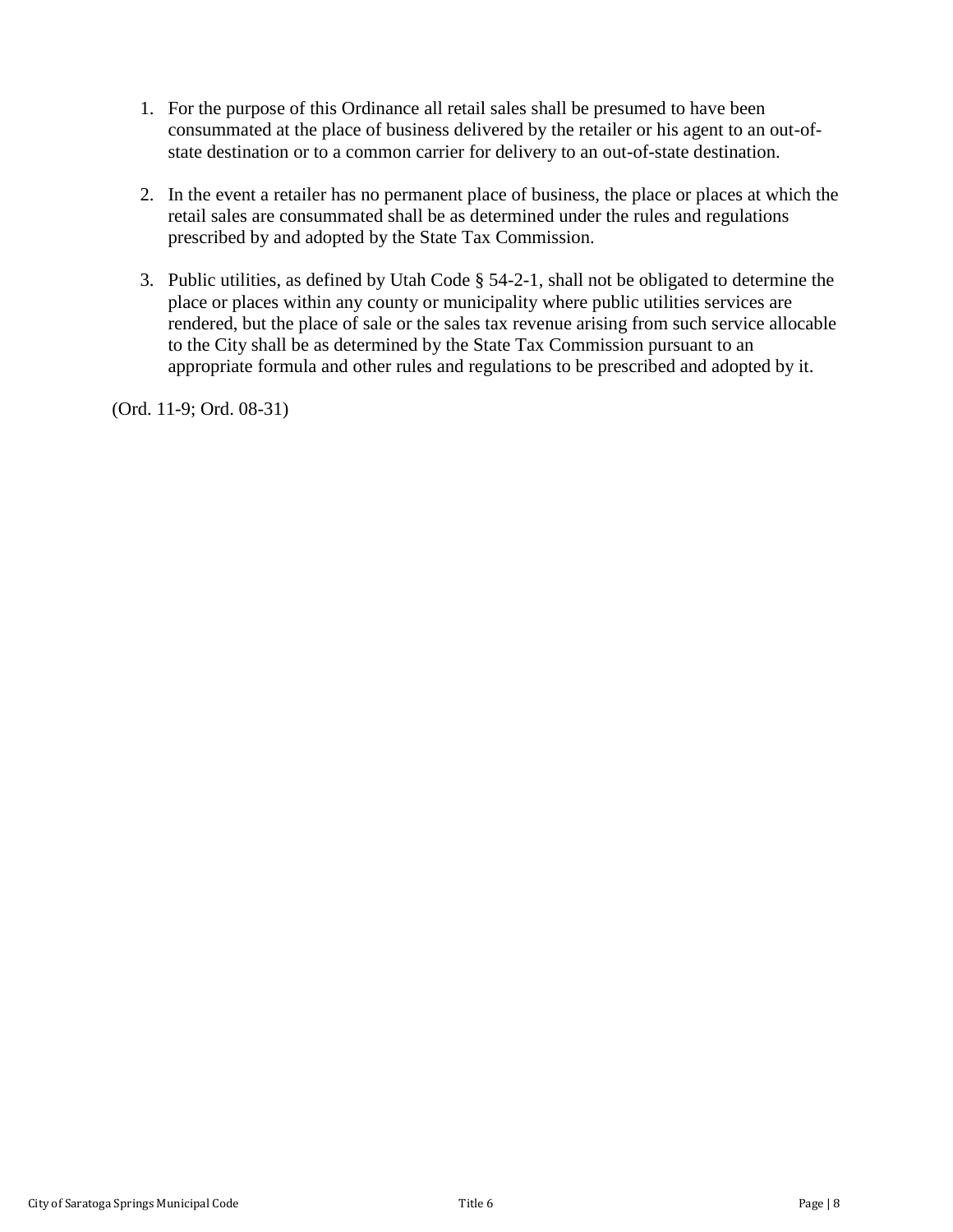1. For the purpose of this Ordinance all retail sales shall be presumed to have been consummated at the place of business delivered by the retailer or his agent to an out-of-state destination or to a common carrier for delivery to an out-of-state destination.

2. In the event a retailer has no permanent place of business, the place or places at which the retail sales are consummated shall be as determined under the rules and regulations prescribed by and adopted by the State Tax Commission.

3. Public utilities, as defined by Utah Code § 54-2-1, shall not be obligated to determine the place or places within any county or municipality where public utilities services are rendered, but the place of sale or the sales tax revenue arising from such service allocable to the City shall be as determined by the State Tax Commission pursuant to an appropriate formula and other rules and regulations to be prescribed and adopted by it.

(Ord. 11-9; Ord. 08-31)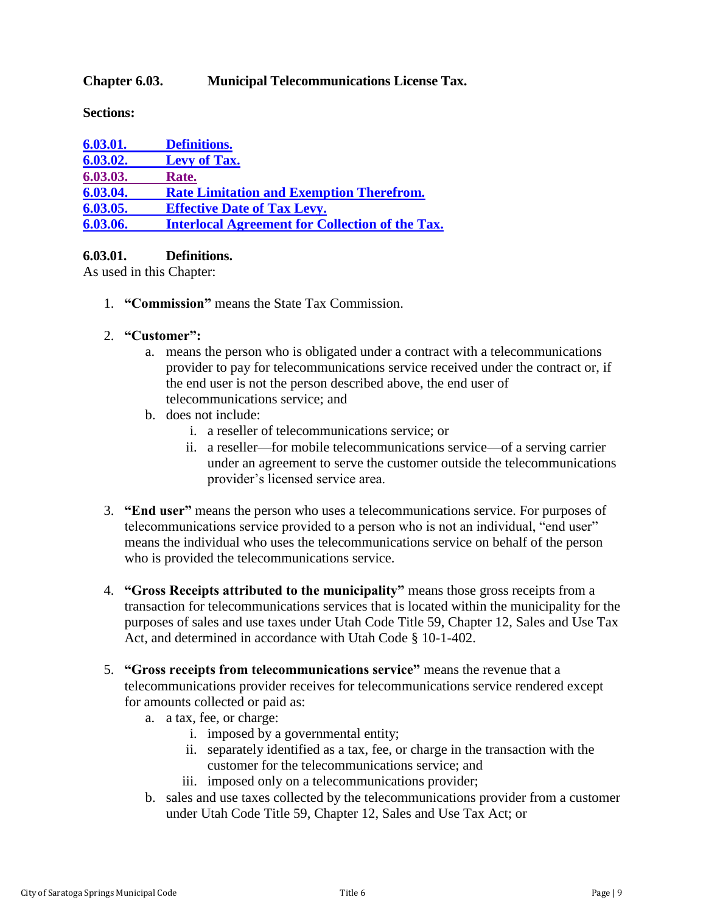## Chapter 6.03. Municipal Telecommunications License Tax.

**Sections:**

[6.03.01. Definitions.]()
[6.03.02. Levy of Tax.]()
[6.03.03. Rate.]()
[6.03.04. Rate Limitation and Exemption Therefrom.]()
[6.03.05. Effective Date of Tax Levy.]()
[6.03.06. Interlocal Agreement for Collection of the Tax.]()

### 6.03.01. Definitions.

As used in this Chapter:

1. **"Commission"** means the State Tax Commission.

2. **"Customer":**
   a. means the person who is obligated under a contract with a telecommunications provider to pay for telecommunications service received under the contract or, if the end user is not the person described above, the end user of telecommunications service; and
   b. does not include:
      i. a reseller of telecommunications service; or
      ii. a reseller—for mobile telecommunications service—of a serving carrier under an agreement to serve the customer outside the telecommunications provider's licensed service area.

3. **"End user"** means the person who uses a telecommunications service. For purposes of telecommunications service provided to a person who is not an individual, "end user" means the individual who uses the telecommunications service on behalf of the person who is provided the telecommunications service.

4. **"Gross Receipts attributed to the municipality"** means those gross receipts from a transaction for telecommunications services that is located within the municipality for the purposes of sales and use taxes under Utah Code Title 59, Chapter 12, Sales and Use Tax Act, and determined in accordance with Utah Code § 10-1-402.

5. **"Gross receipts from telecommunications service"** means the revenue that a telecommunications provider receives for telecommunications service rendered except for amounts collected or paid as:
   a. a tax, fee, or charge:
      i. imposed by a governmental entity;
      ii. separately identified as a tax, fee, or charge in the transaction with the customer for the telecommunications service; and
      iii. imposed only on a telecommunications provider;
   b. sales and use taxes collected by the telecommunications provider from a customer under Utah Code Title 59, Chapter 12, Sales and Use Tax Act; or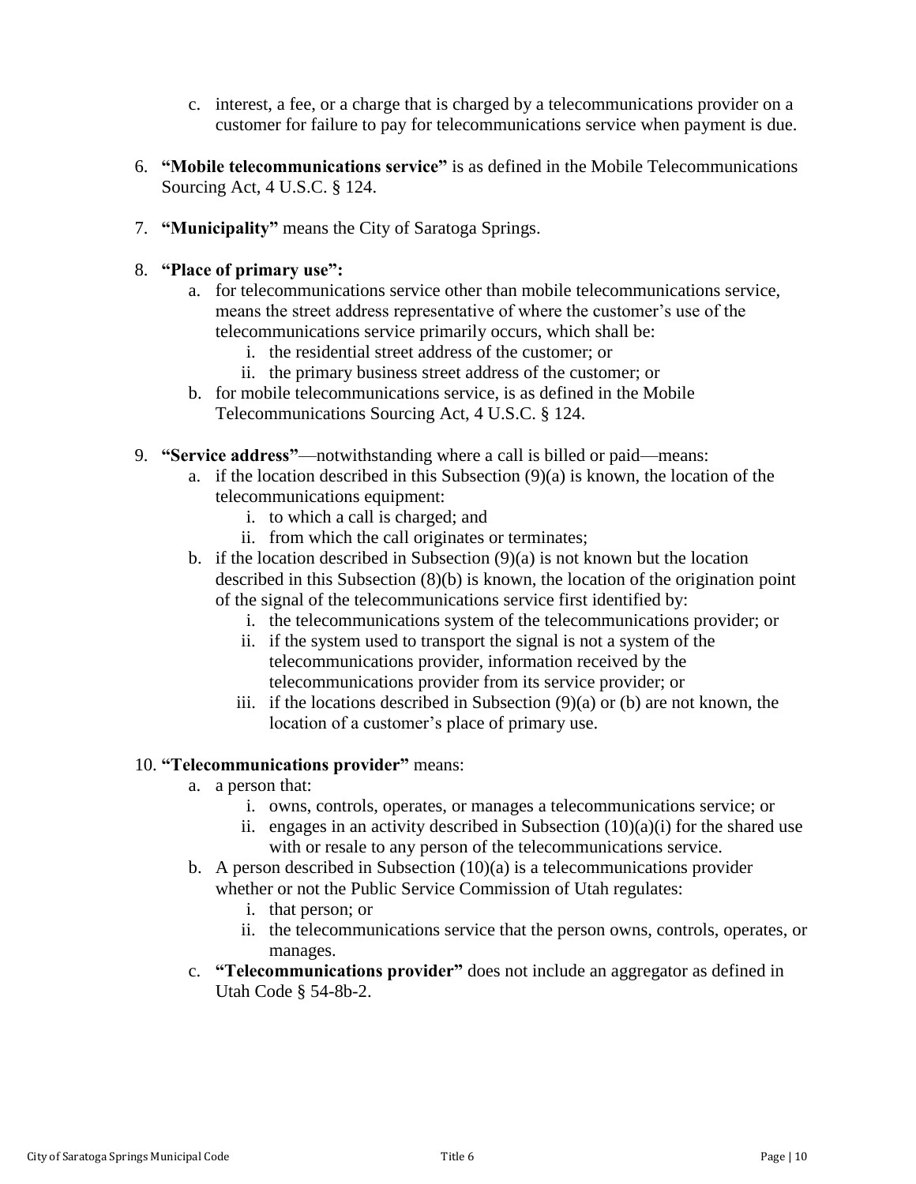c. interest, a fee, or a charge that is charged by a telecommunications provider on a customer for failure to pay for telecommunications service when payment is due.

6. **"Mobile telecommunications service"** is as defined in the Mobile Telecommunications Sourcing Act, 4 U.S.C. § 124.

7. **"Municipality"** means the City of Saratoga Springs.

8. **"Place of primary use":**
   a. for telecommunications service other than mobile telecommunications service, means the street address representative of where the customer's use of the telecommunications service primarily occurs, which shall be:
      i. the residential street address of the customer; or
      ii. the primary business street address of the customer; or
   b. for mobile telecommunications service, is as defined in the Mobile Telecommunications Sourcing Act, 4 U.S.C. § 124.

9. **"Service address"**—notwithstanding where a call is billed or paid—means:
   a. if the location described in this Subsection (9)(a) is known, the location of the telecommunications equipment:
      i. to which a call is charged; and
      ii. from which the call originates or terminates;
   b. if the location described in Subsection (9)(a) is not known but the location described in this Subsection (8)(b) is known, the location of the origination point of the signal of the telecommunications service first identified by:
      i. the telecommunications system of the telecommunications provider; or
      ii. if the system used to transport the signal is not a system of the telecommunications provider, information received by the telecommunications provider from its service provider; or
      iii. if the locations described in Subsection (9)(a) or (b) are not known, the location of a customer's place of primary use.

10. **"Telecommunications provider"** means:
    a. a person that:
       i. owns, controls, operates, or manages a telecommunications service; or
       ii. engages in an activity described in Subsection (10)(a)(i) for the shared use with or resale to any person of the telecommunications service.
    b. A person described in Subsection (10)(a) is a telecommunications provider whether or not the Public Service Commission of Utah regulates:
       i. that person; or
       ii. the telecommunications service that the person owns, controls, operates, or manages.
    c. **"Telecommunications provider"** does not include an aggregator as defined in Utah Code § 54-8b-2.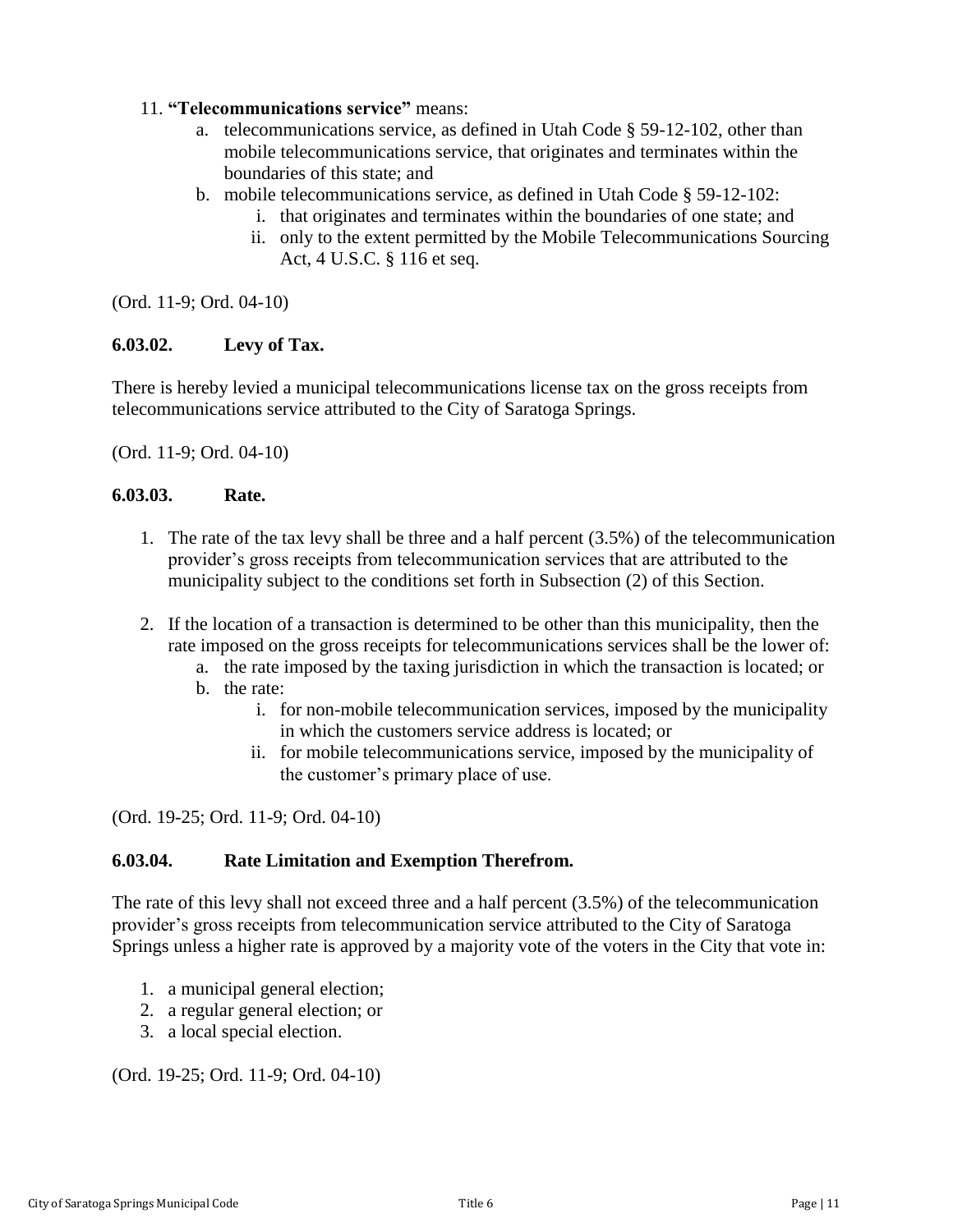11. **"Telecommunications service"** means:
    a. telecommunications service, as defined in Utah Code § 59-12-102, other than mobile telecommunications service, that originates and terminates within the boundaries of this state; and
    b. mobile telecommunications service, as defined in Utah Code § 59-12-102:
        i. that originates and terminates within the boundaries of one state; and
        ii. only to the extent permitted by the Mobile Telecommunications Sourcing Act, 4 U.S.C. § 116 et seq.

(Ord. 11-9; Ord. 04-10)

### 6.03.02. Levy of Tax.

There is hereby levied a municipal telecommunications license tax on the gross receipts from telecommunications service attributed to the City of Saratoga Springs.

(Ord. 11-9; Ord. 04-10)

### 6.03.03. Rate.

1. The rate of the tax levy shall be three and a half percent (3.5%) of the telecommunication provider's gross receipts from telecommunication services that are attributed to the municipality subject to the conditions set forth in Subsection (2) of this Section.

2. If the location of a transaction is determined to be other than this municipality, then the rate imposed on the gross receipts for telecommunications services shall be the lower of:
    a. the rate imposed by the taxing jurisdiction in which the transaction is located; or
    b. the rate:
        i. for non-mobile telecommunication services, imposed by the municipality in which the customers service address is located; or
        ii. for mobile telecommunications service, imposed by the municipality of the customer's primary place of use.

(Ord. 19-25; Ord. 11-9; Ord. 04-10)

### 6.03.04. Rate Limitation and Exemption Therefrom.

The rate of this levy shall not exceed three and a half percent (3.5%) of the telecommunication provider's gross receipts from telecommunication service attributed to the City of Saratoga Springs unless a higher rate is approved by a majority vote of the voters in the City that vote in:

1. a municipal general election;
2. a regular general election; or
3. a local special election.

(Ord. 19-25; Ord. 11-9; Ord. 04-10)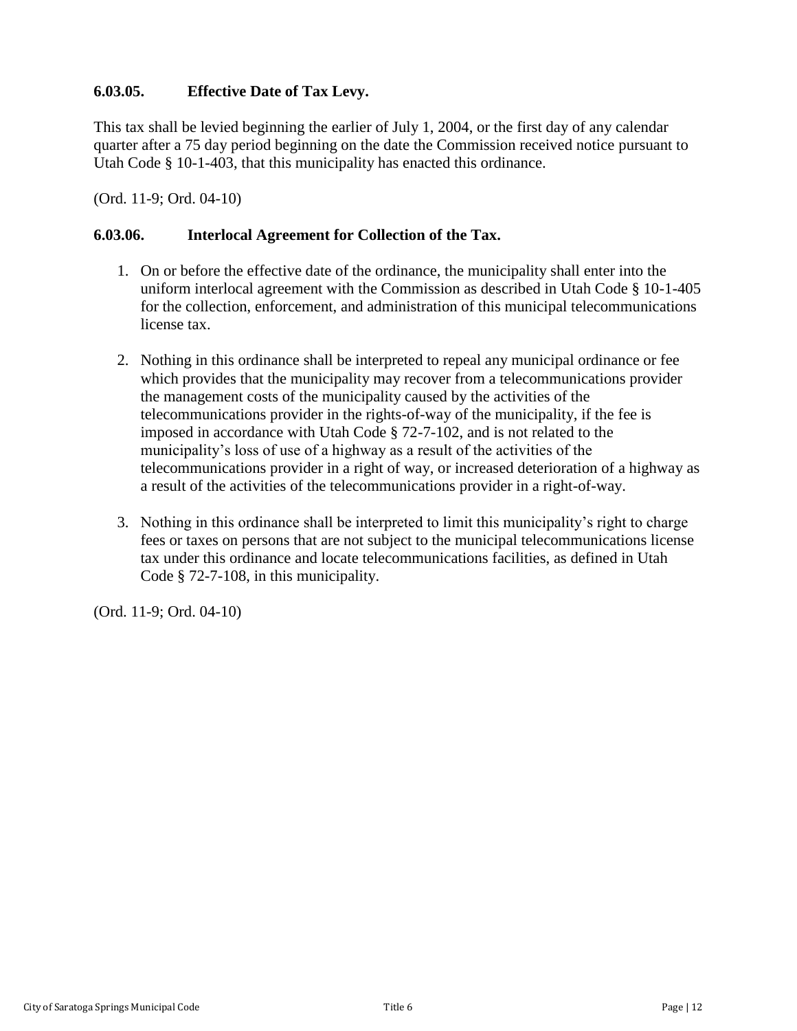### 6.03.05. Effective Date of Tax Levy.

This tax shall be levied beginning the earlier of July 1, 2004, or the first day of any calendar quarter after a 75 day period beginning on the date the Commission received notice pursuant to Utah Code § 10-1-403, that this municipality has enacted this ordinance.

(Ord. 11-9; Ord. 04-10)

### 6.03.06. Interlocal Agreement for Collection of the Tax.

1. On or before the effective date of the ordinance, the municipality shall enter into the uniform interlocal agreement with the Commission as described in Utah Code § 10-1-405 for the collection, enforcement, and administration of this municipal telecommunications license tax.

2. Nothing in this ordinance shall be interpreted to repeal any municipal ordinance or fee which provides that the municipality may recover from a telecommunications provider the management costs of the municipality caused by the activities of the telecommunications provider in the rights-of-way of the municipality, if the fee is imposed in accordance with Utah Code § 72-7-102, and is not related to the municipality's loss of use of a highway as a result of the activities of the telecommunications provider in a right of way, or increased deterioration of a highway as a result of the activities of the telecommunications provider in a right-of-way.

3. Nothing in this ordinance shall be interpreted to limit this municipality's right to charge fees or taxes on persons that are not subject to the municipal telecommunications license tax under this ordinance and locate telecommunications facilities, as defined in Utah Code § 72-7-108, in this municipality.

(Ord. 11-9; Ord. 04-10)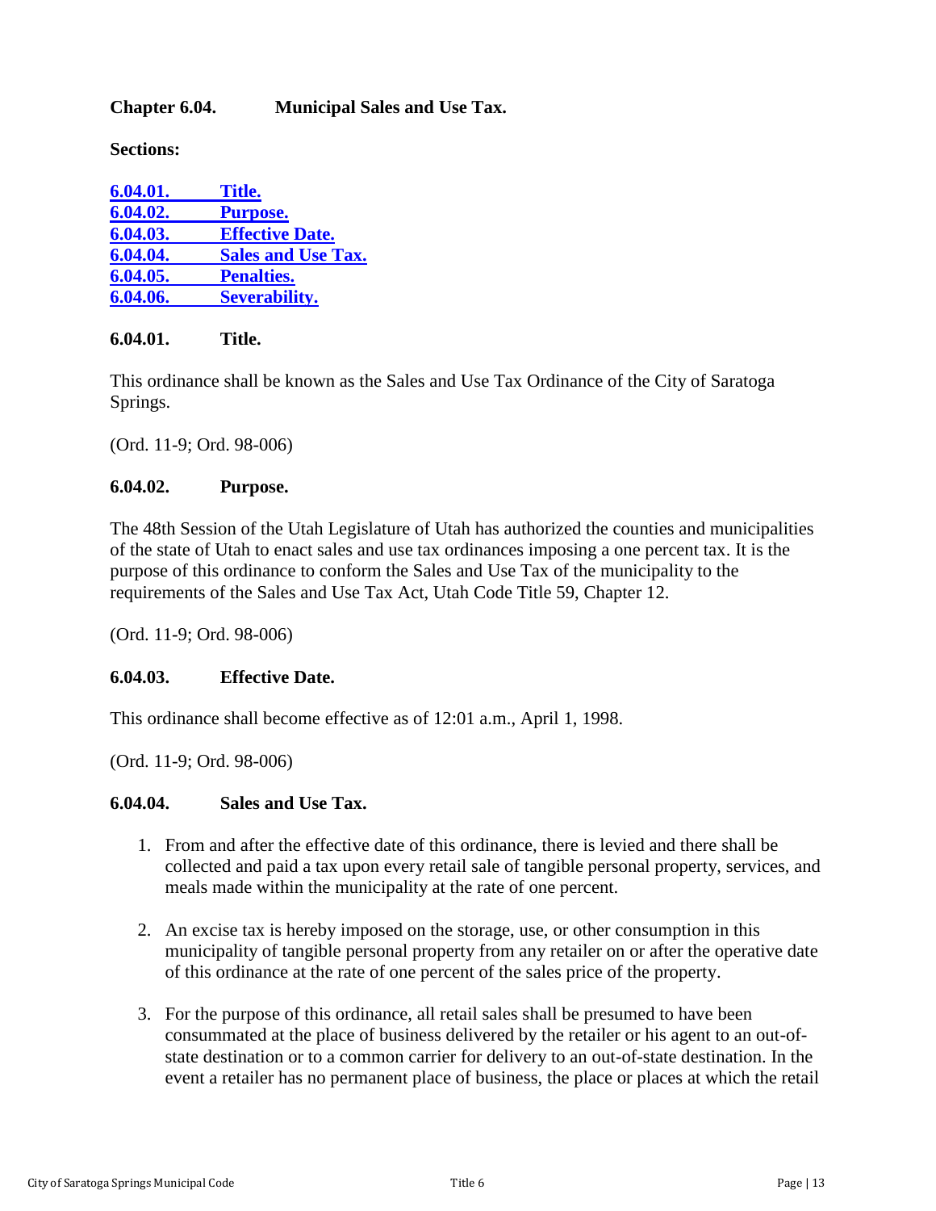### Chapter 6.04. Municipal Sales and Use Tax.

**Sections:**

6.04.01. Title.
6.04.02. Purpose.
6.04.03. Effective Date.
6.04.04. Sales and Use Tax.
6.04.05. Penalties.
6.04.06. Severability.

#### 6.04.01. Title.

This ordinance shall be known as the Sales and Use Tax Ordinance of the City of Saratoga Springs.

(Ord. 11-9; Ord. 98-006)

#### 6.04.02. Purpose.

The 48th Session of the Utah Legislature of Utah has authorized the counties and municipalities of the state of Utah to enact sales and use tax ordinances imposing a one percent tax. It is the purpose of this ordinance to conform the Sales and Use Tax of the municipality to the requirements of the Sales and Use Tax Act, Utah Code Title 59, Chapter 12.

(Ord. 11-9; Ord. 98-006)

#### 6.04.03. Effective Date.

This ordinance shall become effective as of 12:01 a.m., April 1, 1998.

(Ord. 11-9; Ord. 98-006)

#### 6.04.04. Sales and Use Tax.

1. From and after the effective date of this ordinance, there is levied and there shall be collected and paid a tax upon every retail sale of tangible personal property, services, and meals made within the municipality at the rate of one percent.

2. An excise tax is hereby imposed on the storage, use, or other consumption in this municipality of tangible personal property from any retailer on or after the operative date of this ordinance at the rate of one percent of the sales price of the property.

3. For the purpose of this ordinance, all retail sales shall be presumed to have been consummated at the place of business delivered by the retailer or his agent to an out-of-state destination or to a common carrier for delivery to an out-of-state destination. In the event a retailer has no permanent place of business, the place or places at which the retail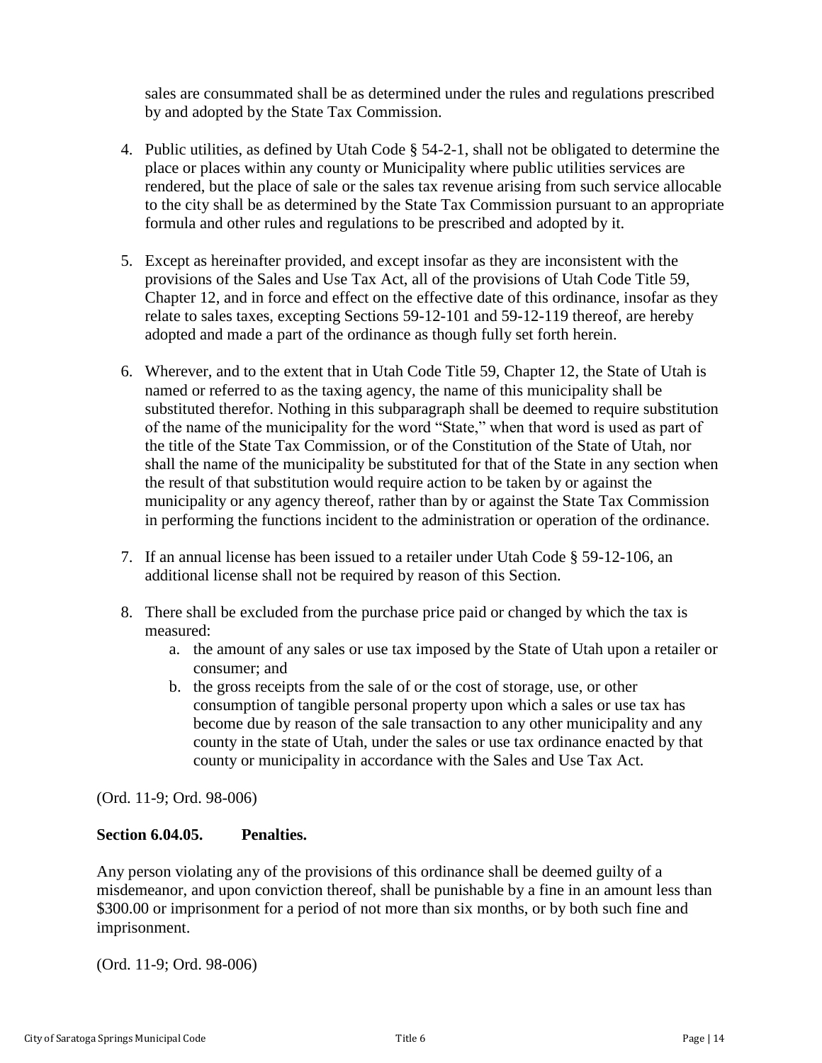sales are consummated shall be as determined under the rules and regulations prescribed by and adopted by the State Tax Commission.

4. Public utilities, as defined by Utah Code § 54-2-1, shall not be obligated to determine the place or places within any county or Municipality where public utilities services are rendered, but the place of sale or the sales tax revenue arising from such service allocable to the city shall be as determined by the State Tax Commission pursuant to an appropriate formula and other rules and regulations to be prescribed and adopted by it.

5. Except as hereinafter provided, and except insofar as they are inconsistent with the provisions of the Sales and Use Tax Act, all of the provisions of Utah Code Title 59, Chapter 12, and in force and effect on the effective date of this ordinance, insofar as they relate to sales taxes, excepting Sections 59-12-101 and 59-12-119 thereof, are hereby adopted and made a part of the ordinance as though fully set forth herein.

6. Wherever, and to the extent that in Utah Code Title 59, Chapter 12, the State of Utah is named or referred to as the taxing agency, the name of this municipality shall be substituted therefor. Nothing in this subparagraph shall be deemed to require substitution of the name of the municipality for the word "State," when that word is used as part of the title of the State Tax Commission, or of the Constitution of the State of Utah, nor shall the name of the municipality be substituted for that of the State in any section when the result of that substitution would require action to be taken by or against the municipality or any agency thereof, rather than by or against the State Tax Commission in performing the functions incident to the administration or operation of the ordinance.

7. If an annual license has been issued to a retailer under Utah Code § 59-12-106, an additional license shall not be required by reason of this Section.

8. There shall be excluded from the purchase price paid or changed by which the tax is measured:
   a. the amount of any sales or use tax imposed by the State of Utah upon a retailer or consumer; and
   b. the gross receipts from the sale of or the cost of storage, use, or other consumption of tangible personal property upon which a sales or use tax has become due by reason of the sale transaction to any other municipality and any county in the state of Utah, under the sales or use tax ordinance enacted by that county or municipality in accordance with the Sales and Use Tax Act.

(Ord. 11-9; Ord. 98-006)

**Section 6.04.05. Penalties.**

Any person violating any of the provisions of this ordinance shall be deemed guilty of a misdemeanor, and upon conviction thereof, shall be punishable by a fine in an amount less than $300.00 or imprisonment for a period of not more than six months, or by both such fine and imprisonment.

(Ord. 11-9; Ord. 98-006)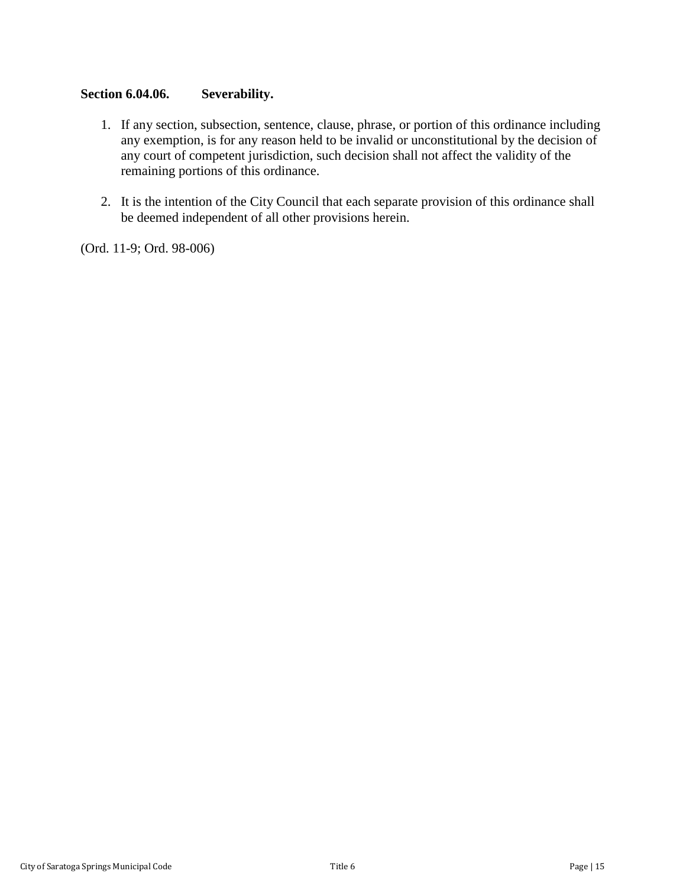### Section 6.04.06. Severability.

1. If any section, subsection, sentence, clause, phrase, or portion of this ordinance including any exemption, is for any reason held to be invalid or unconstitutional by the decision of any court of competent jurisdiction, such decision shall not affect the validity of the remaining portions of this ordinance.

2. It is the intention of the City Council that each separate provision of this ordinance shall be deemed independent of all other provisions herein.

(Ord. 11-9; Ord. 98-006)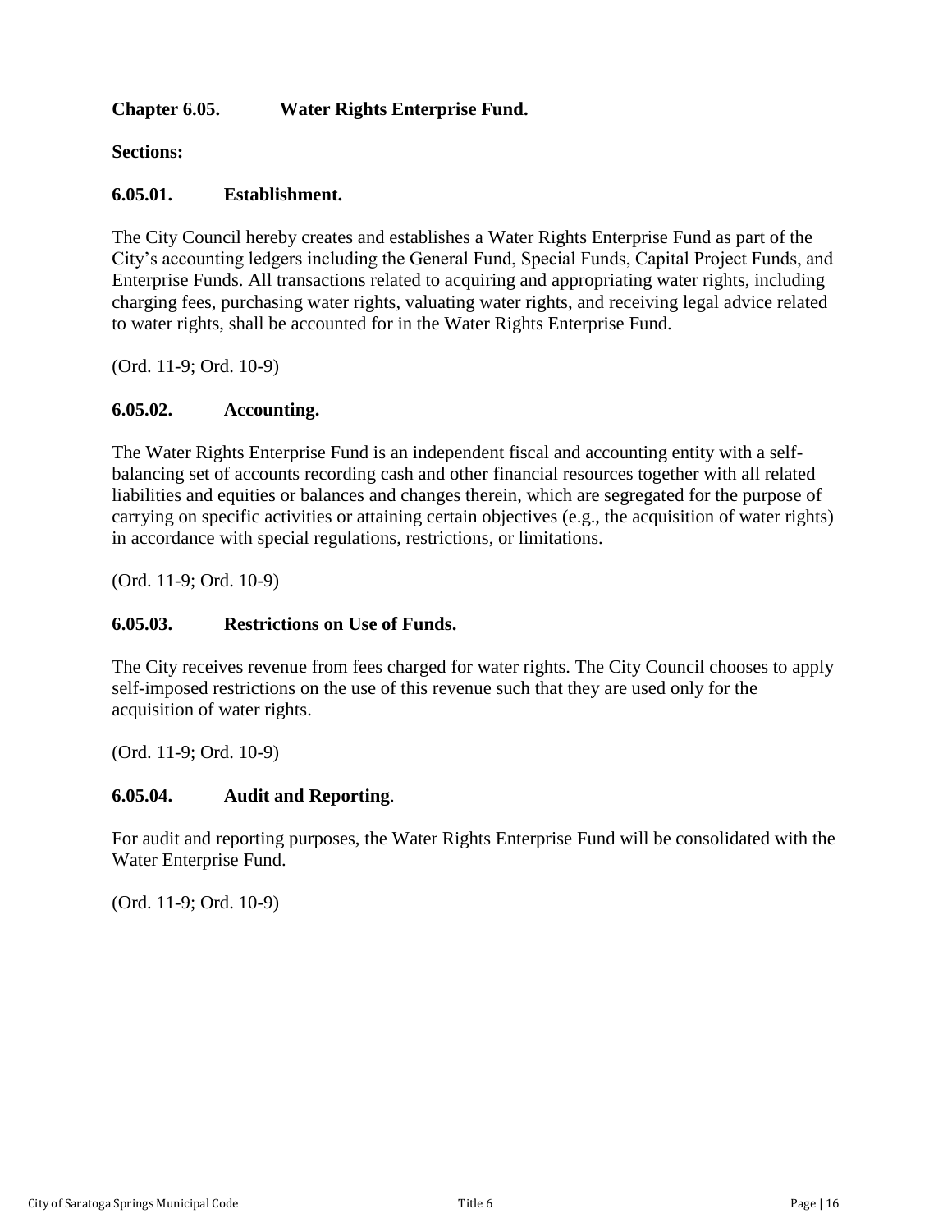## Chapter 6.05. Water Rights Enterprise Fund.

**Sections:**

### 6.05.01. Establishment.

The City Council hereby creates and establishes a Water Rights Enterprise Fund as part of the City's accounting ledgers including the General Fund, Special Funds, Capital Project Funds, and Enterprise Funds. All transactions related to acquiring and appropriating water rights, including charging fees, purchasing water rights, valuating water rights, and receiving legal advice related to water rights, shall be accounted for in the Water Rights Enterprise Fund.

(Ord. 11-9; Ord. 10-9)

### 6.05.02. Accounting.

The Water Rights Enterprise Fund is an independent fiscal and accounting entity with a self-balancing set of accounts recording cash and other financial resources together with all related liabilities and equities or balances and changes therein, which are segregated for the purpose of carrying on specific activities or attaining certain objectives (e.g., the acquisition of water rights) in accordance with special regulations, restrictions, or limitations.

(Ord. 11-9; Ord. 10-9)

### 6.05.03. Restrictions on Use of Funds.

The City receives revenue from fees charged for water rights. The City Council chooses to apply self-imposed restrictions on the use of this revenue such that they are used only for the acquisition of water rights.

(Ord. 11-9; Ord. 10-9)

### 6.05.04. Audit and Reporting.

For audit and reporting purposes, the Water Rights Enterprise Fund will be consolidated with the Water Enterprise Fund.

(Ord. 11-9; Ord. 10-9)